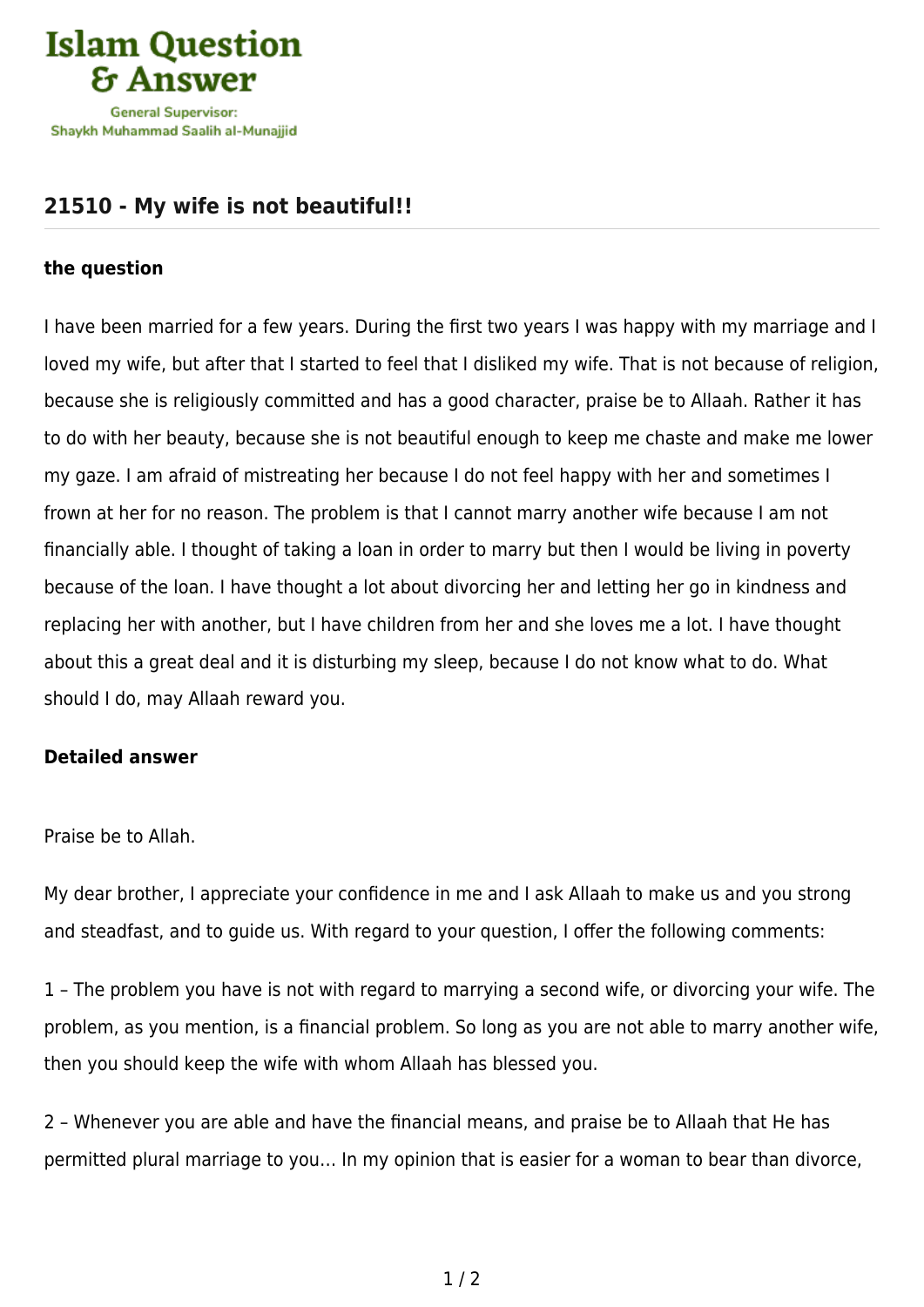Islam Question & Answer

General Supervisor: Shaykh Muhammad Saalih al-Munajjid

## 21510 - My wife is not beautiful!!

### the question

I have been married for a few years. During the first two years I was happy with my marriage and I loved my wife, but after that I started to feel that I disliked my wife. That is not because of religion, because she is religiously committed and has a good character, praise be to Allaah. Rather it has to do with her beauty, because she is not beautiful enough to keep me chaste and make me lower my gaze. I am afraid of mistreating her because I do not feel happy with her and sometimes I frown at her for no reason. The problem is that I cannot marry another wife because I am not financially able. I thought of taking a loan in order to marry but then I would be living in poverty because of the loan. I have thought a lot about divorcing her and letting her go in kindness and replacing her with another, but I have children from her and she loves me a lot. I have thought about this a great deal and it is disturbing my sleep, because I do not know what to do. What should I do, may Allaah reward you.

### Detailed answer

Praise be to Allah.

My dear brother, I appreciate your confidence in me and I ask Allaah to make us and you strong and steadfast, and to guide us. With regard to your question, I offer the following comments:

1 – The problem you have is not with regard to marrying a second wife, or divorcing your wife. The problem, as you mention, is a financial problem. So long as you are not able to marry another wife, then you should keep the wife with whom Allaah has blessed you.

2 – Whenever you are able and have the financial means, and praise be to Allaah that He has permitted plural marriage to you… In my opinion that is easier for a woman to bear than divorce,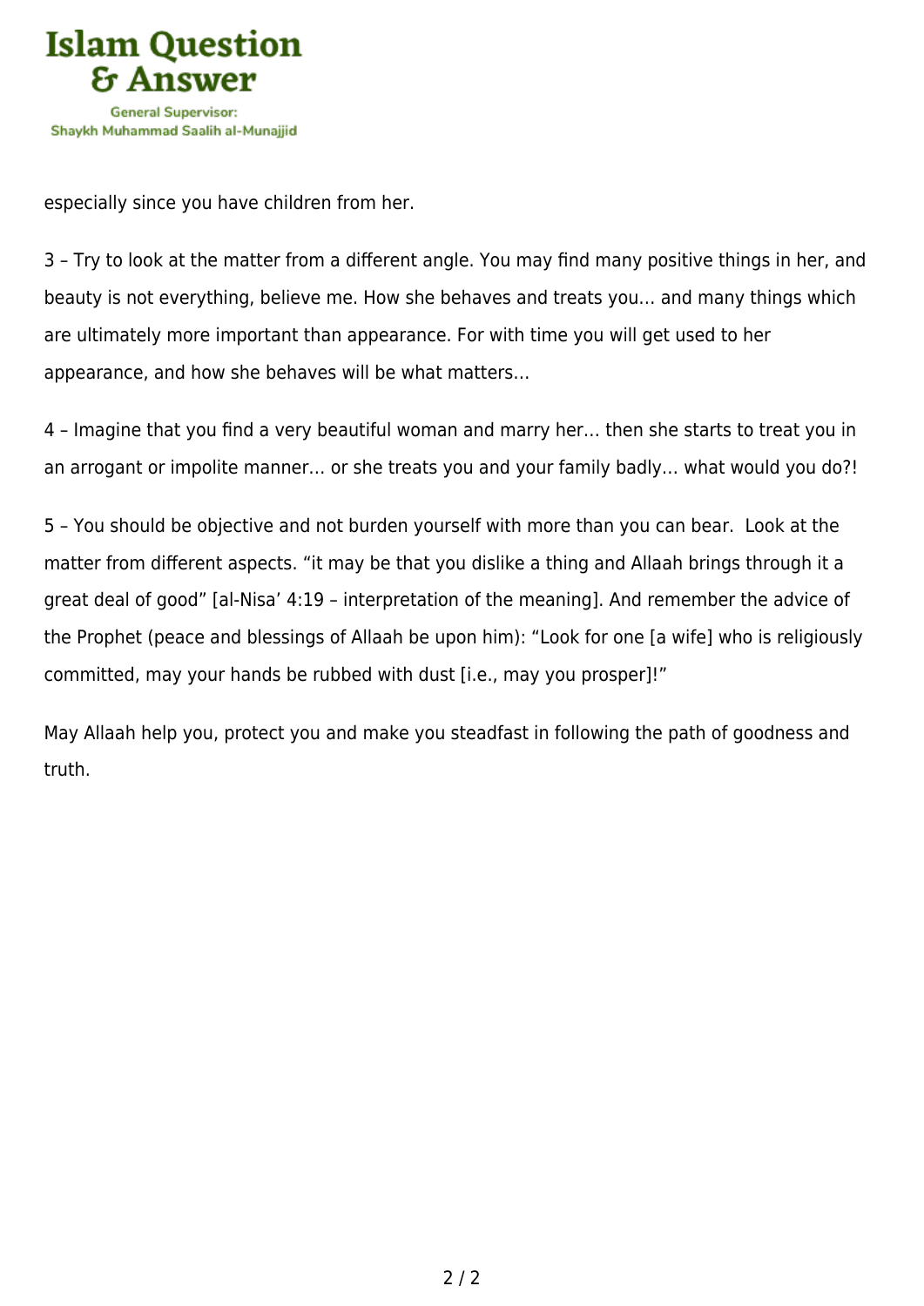especially since you have children from her.

3 – Try to look at the matter from a different angle. You may find many positive things in her, and beauty is not everything, believe me. How she behaves and treats you… and many things which are ultimately more important than appearance. For with time you will get used to her appearance, and how she behaves will be what matters…

4 – Imagine that you find a very beautiful woman and marry her… then she starts to treat you in an arrogant or impolite manner… or she treats you and your family badly… what would you do?!

5 – You should be objective and not burden yourself with more than you can bear.  Look at the matter from different aspects. "it may be that you dislike a thing and Allaah brings through it a great deal of good" [al-Nisa' 4:19 – interpretation of the meaning]. And remember the advice of the Prophet (peace and blessings of Allaah be upon him): "Look for one [a wife] who is religiously committed, may your hands be rubbed with dust [i.e., may you prosper]!"

May Allaah help you, protect you and make you steadfast in following the path of goodness and truth.